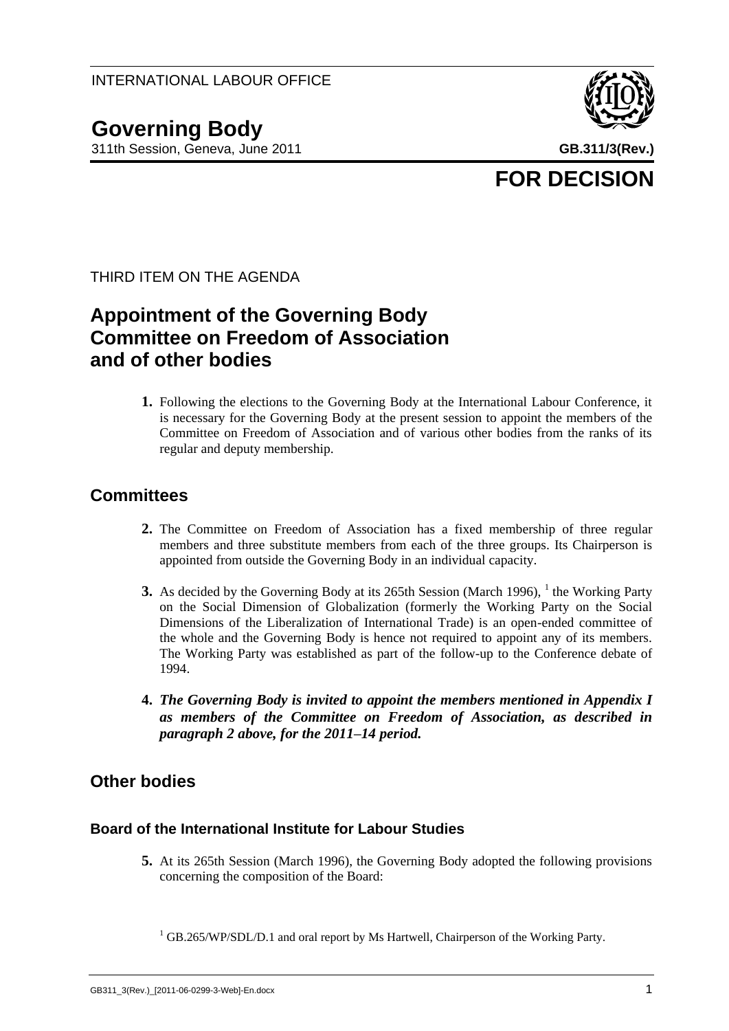INTERNATIONAL LABOUR OFFICE

# Governing Body

311th Session, Geneva, June 2011

**GB.311/3(Rev.)**

## FOR DECISION

THIRD ITEM ON THE AGENDA

# Appointment of the Governing Body Committee on Freedom of Association and of other bodies

**1.** Following the elections to the Governing Body at the International Labour Conference, it is necessary for the Governing Body at the present session to appoint the members of the Committee on Freedom of Association and of various other bodies from the ranks of its regular and deputy membership.

## Committees

**2.** The Committee on Freedom of Association has a fixed membership of three regular members and three substitute members from each of the three groups. Its Chairperson is appointed from outside the Governing Body in an individual capacity.

**3.** As decided by the Governing Body at its 265th Session (March 1996), [1] the Working Party on the Social Dimension of Globalization (formerly the Working Party on the Social Dimensions of the Liberalization of International Trade) is an open-ended committee of the whole and the Governing Body is hence not required to appoint any of its members. The Working Party was established as part of the follow-up to the Conference debate of 1994.

**4.** ***The Governing Body is invited to appoint the members mentioned in Appendix I as members of the Committee on Freedom of Association, as described in paragraph 2 above, for the 2011–14 period.***

## Other bodies

### Board of the International Institute for Labour Studies

**5.** At its 265th Session (March 1996), the Governing Body adopted the following provisions concerning the composition of the Board:

[1] GB.265/WP/SDL/D.1 and oral report by Ms Hartwell, Chairperson of the Working Party.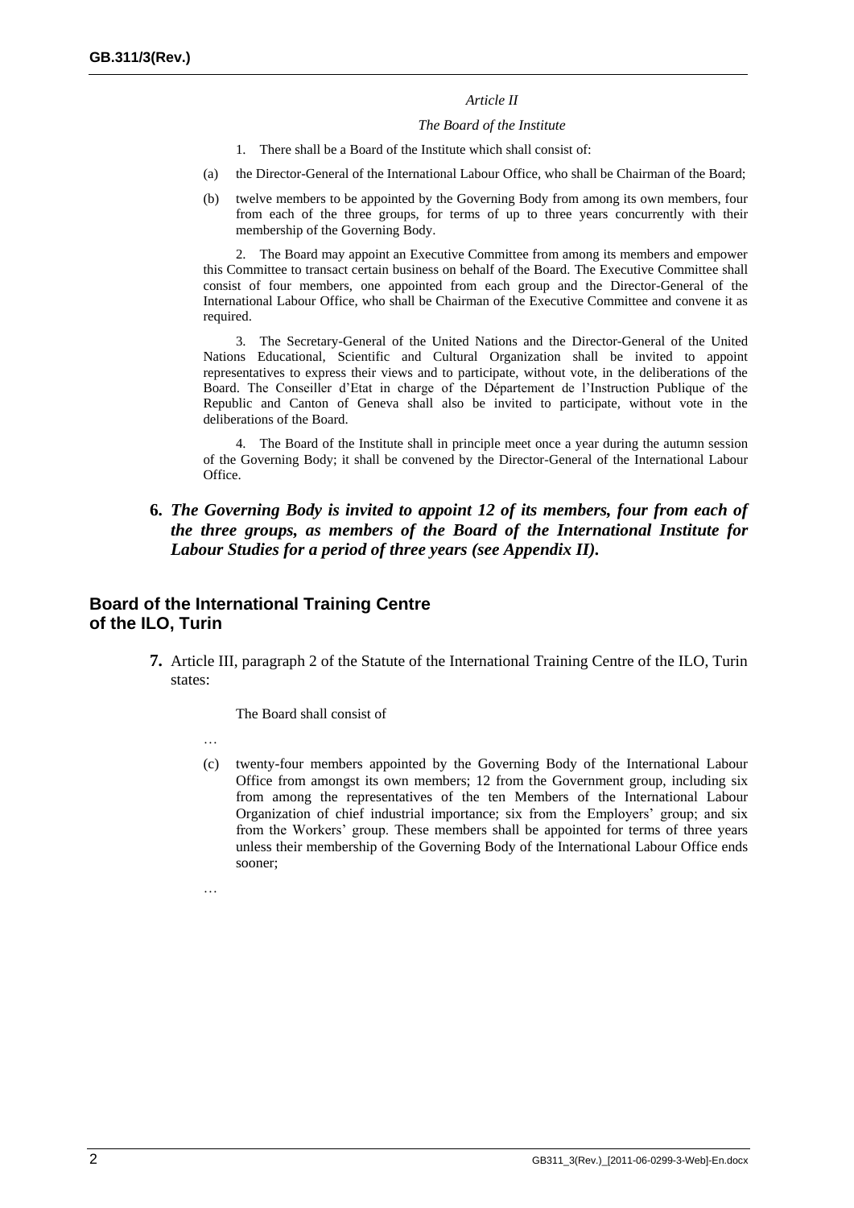*Article II*

*The Board of the Institute*

1. There shall be a Board of the Institute which shall consist of:

(a) the Director-General of the International Labour Office, who shall be Chairman of the Board;

(b) twelve members to be appointed by the Governing Body from among its own members, four from each of the three groups, for terms of up to three years concurrently with their membership of the Governing Body.

2. The Board may appoint an Executive Committee from among its members and empower this Committee to transact certain business on behalf of the Board. The Executive Committee shall consist of four members, one appointed from each group and the Director-General of the International Labour Office, who shall be Chairman of the Executive Committee and convene it as required.

3. The Secretary-General of the United Nations and the Director-General of the United Nations Educational, Scientific and Cultural Organization shall be invited to appoint representatives to express their views and to participate, without vote, in the deliberations of the Board. The Conseiller d'Etat in charge of the Département de l'Instruction Publique of the Republic and Canton of Geneva shall also be invited to participate, without vote in the deliberations of the Board.

4. The Board of the Institute shall in principle meet once a year during the autumn session of the Governing Body; it shall be convened by the Director-General of the International Labour Office.

**6.** ***The Governing Body is invited to appoint 12 of its members, four from each of the three groups, as members of the Board of the International Institute for Labour Studies for a period of three years (see Appendix II).***

## Board of the International Training Centre of the ILO, Turin

**7.** Article III, paragraph 2 of the Statute of the International Training Centre of the ILO, Turin states:

The Board shall consist of

…

(c) twenty-four members appointed by the Governing Body of the International Labour Office from amongst its own members; 12 from the Government group, including six from among the representatives of the ten Members of the International Labour Organization of chief industrial importance; six from the Employers' group; and six from the Workers' group. These members shall be appointed for terms of three years unless their membership of the Governing Body of the International Labour Office ends sooner;

…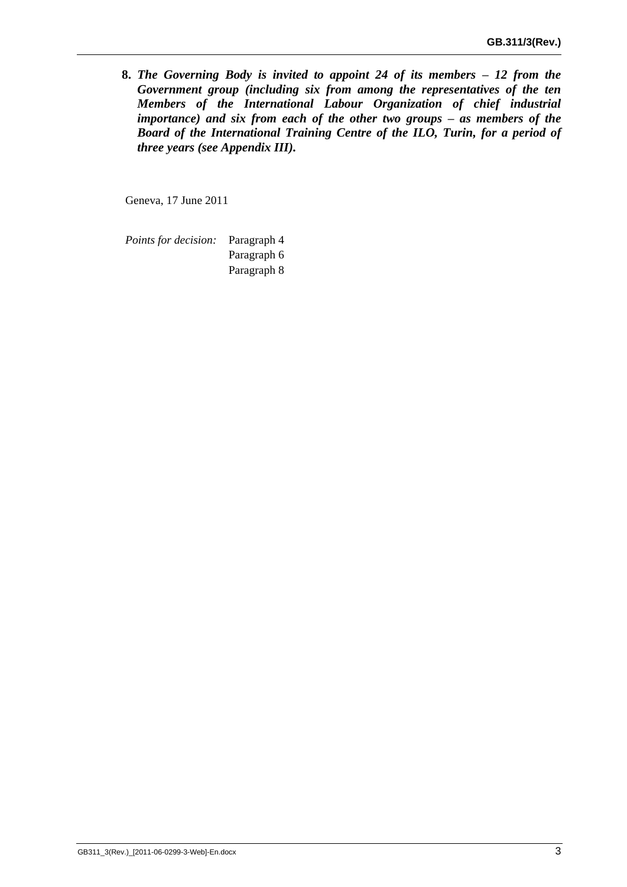**8.** ***The Governing Body is invited to appoint 24 of its members – 12 from the Government group (including six from among the representatives of the ten Members of the International Labour Organization of chief industrial importance) and six from each of the other two groups – as members of the Board of the International Training Centre of the ILO, Turin, for a period of three years (see Appendix III).***

Geneva, 17 June 2011

*Points for decision:* Paragraph 4
Paragraph 6
Paragraph 8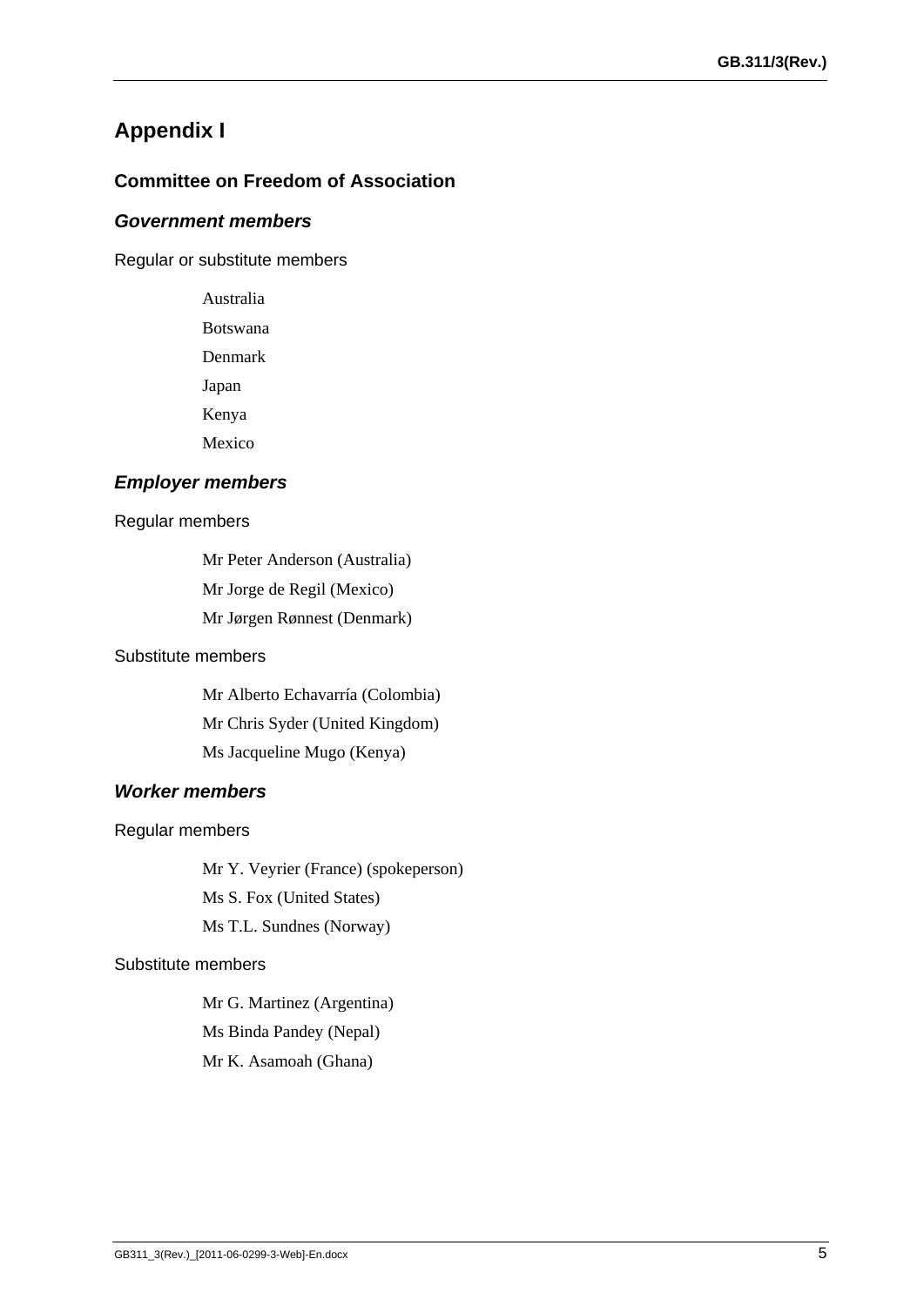# Appendix I

## Committee on Freedom of Association

### *Government members*

Regular or substitute members

Australia

Botswana

Denmark

Japan

Kenya

Mexico

### *Employer members*

Regular members

Mr Peter Anderson (Australia)

Mr Jorge de Regil (Mexico)

Mr Jørgen Rønnest (Denmark)

Substitute members

Mr Alberto Echavarría (Colombia)

Mr Chris Syder (United Kingdom)

Ms Jacqueline Mugo (Kenya)

### *Worker members*

Regular members

Mr Y. Veyrier (France) (spokeperson)

Ms S. Fox (United States)

Ms T.L. Sundnes (Norway)

Substitute members

Mr G. Martinez (Argentina)

Ms Binda Pandey (Nepal)

Mr K. Asamoah (Ghana)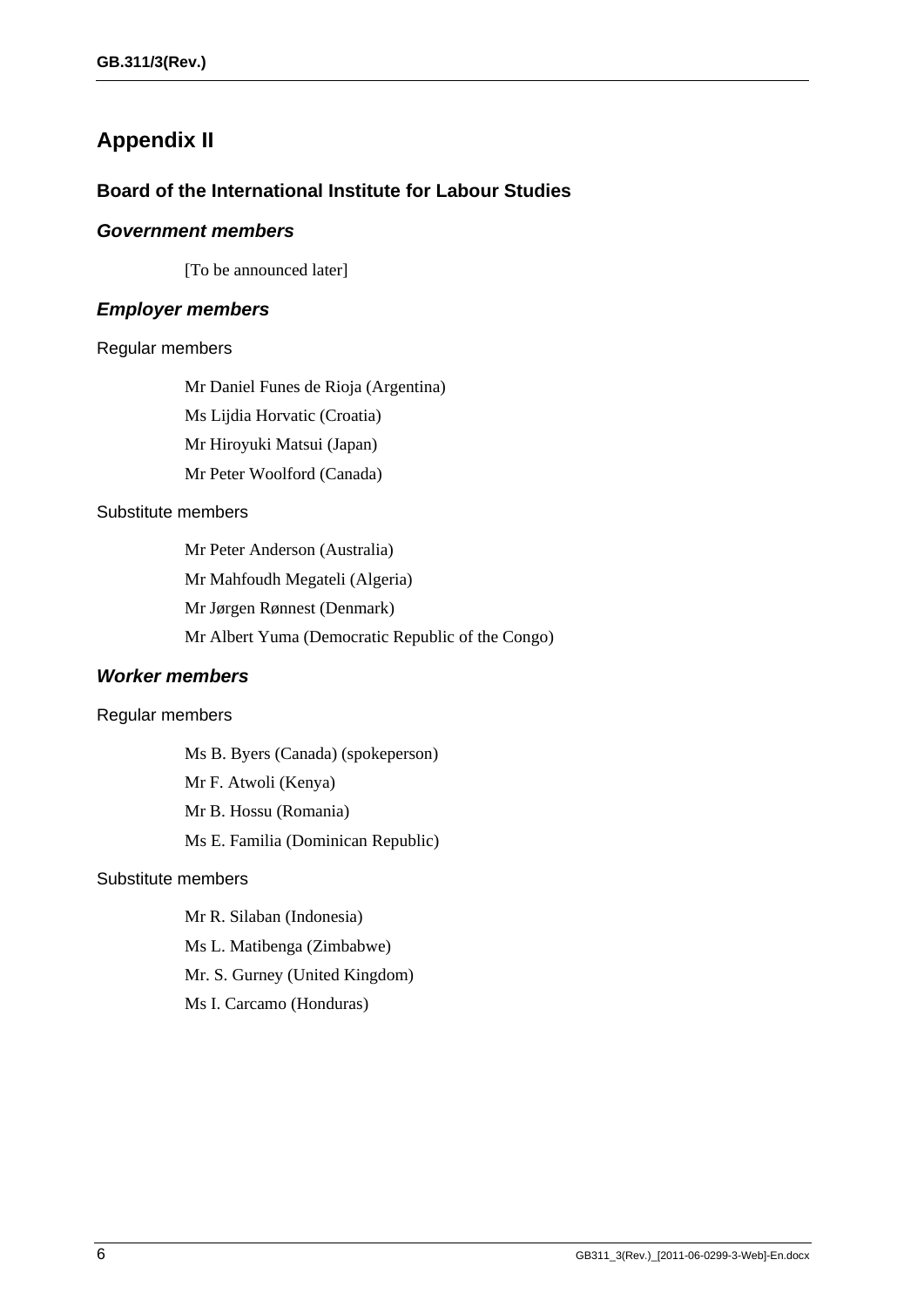# Appendix II

## Board of the International Institute for Labour Studies

### *Government members*

[To be announced later]

### *Employer members*

Regular members

Mr Daniel Funes de Rioja (Argentina)

Ms Lijdia Horvatic (Croatia)

Mr Hiroyuki Matsui (Japan)

Mr Peter Woolford (Canada)

Substitute members

Mr Peter Anderson (Australia)

Mr Mahfoudh Megateli (Algeria)

Mr Jørgen Rønnest (Denmark)

Mr Albert Yuma (Democratic Republic of the Congo)

### *Worker members*

Regular members

Ms B. Byers (Canada) (spokeperson)

Mr F. Atwoli (Kenya)

Mr B. Hossu (Romania)

Ms E. Familia (Dominican Republic)

Substitute members

Mr R. Silaban (Indonesia)

Ms L. Matibenga (Zimbabwe)

Mr. S. Gurney (United Kingdom)

Ms I. Carcamo (Honduras)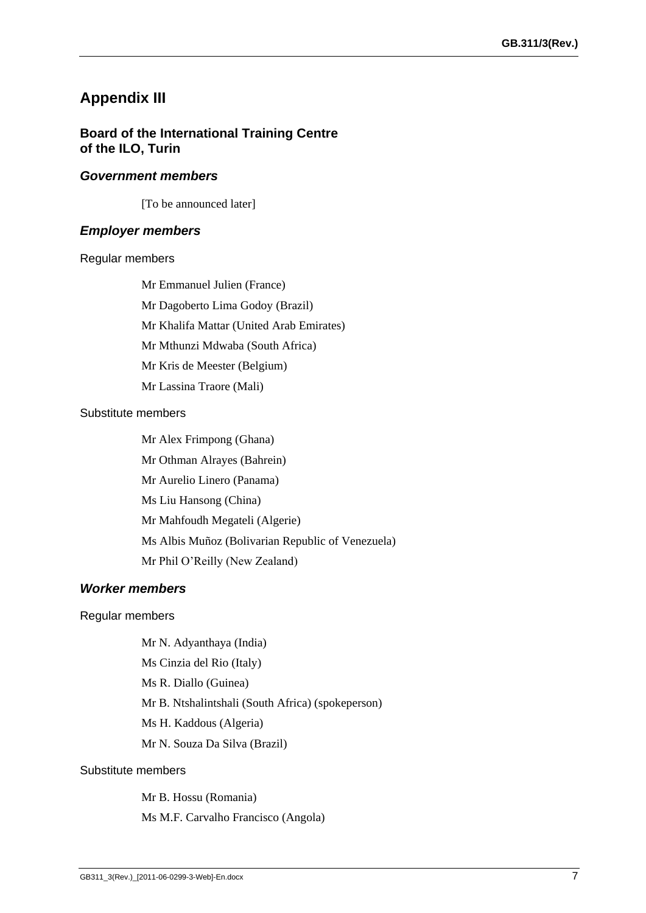## Appendix III

### Board of the International Training Centre of the ILO, Turin

#### *Government members*

[To be announced later]

#### *Employer members*

Regular members

Mr Emmanuel Julien (France)

Mr Dagoberto Lima Godoy (Brazil)

Mr Khalifa Mattar (United Arab Emirates)

Mr Mthunzi Mdwaba (South Africa)

Mr Kris de Meester (Belgium)

Mr Lassina Traore (Mali)

Substitute members

Mr Alex Frimpong (Ghana)

Mr Othman Alrayes (Bahrein)

Mr Aurelio Linero (Panama)

Ms Liu Hansong (China)

Mr Mahfoudh Megateli (Algerie)

Ms Albis Muñoz (Bolivarian Republic of Venezuela)

Mr Phil O'Reilly (New Zealand)

#### *Worker members*

Regular members

Mr N. Adyanthaya (India)

Ms Cinzia del Rio (Italy)

Ms R. Diallo (Guinea)

Mr B. Ntshalintshali (South Africa) (spokeperson)

Ms H. Kaddous (Algeria)

Mr N. Souza Da Silva (Brazil)

Substitute members

Mr B. Hossu (Romania)

Ms M.F. Carvalho Francisco (Angola)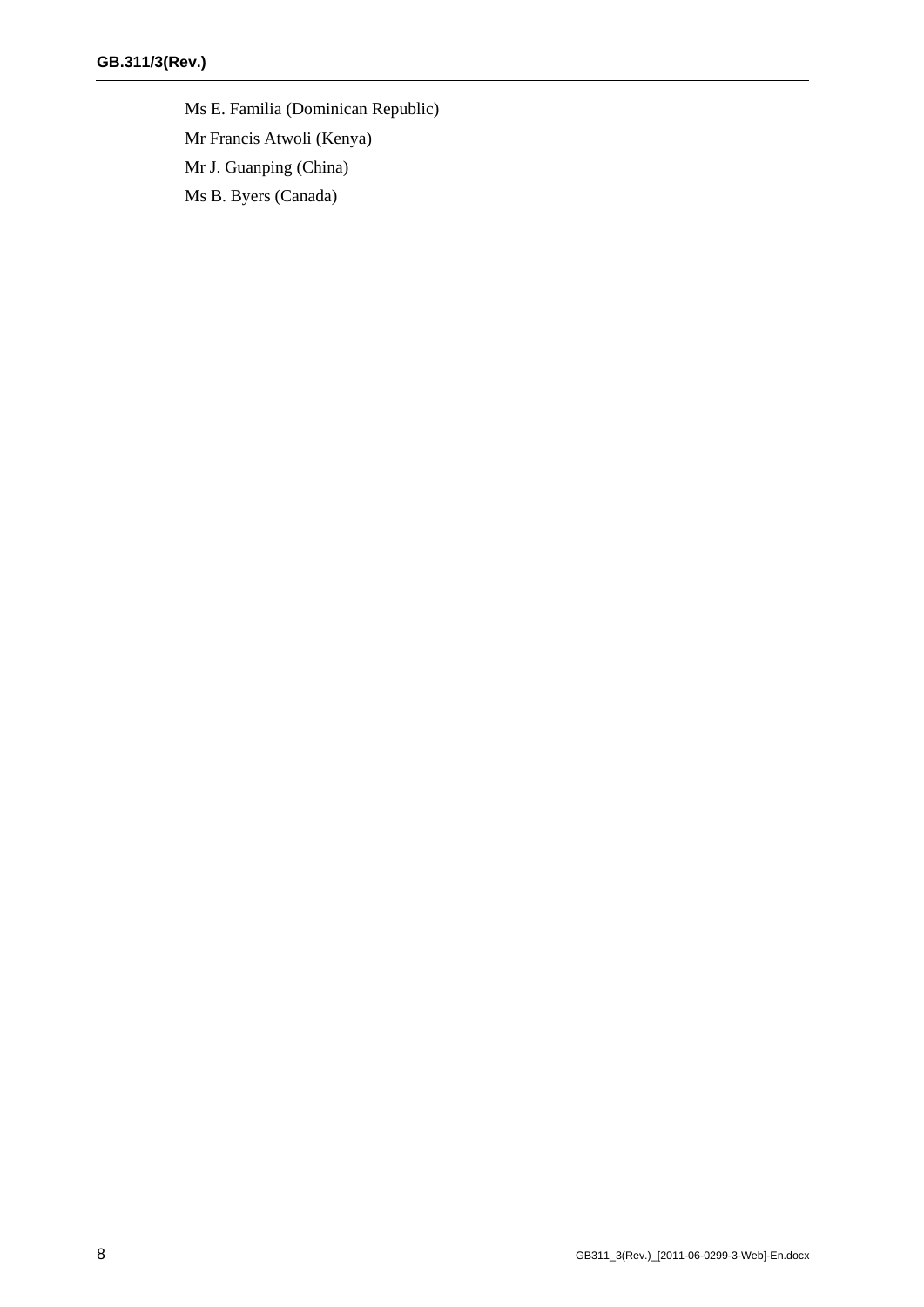Ms E. Familia (Dominican Republic)

Mr Francis Atwoli (Kenya)

Mr J. Guanping (China)

Ms B. Byers (Canada)